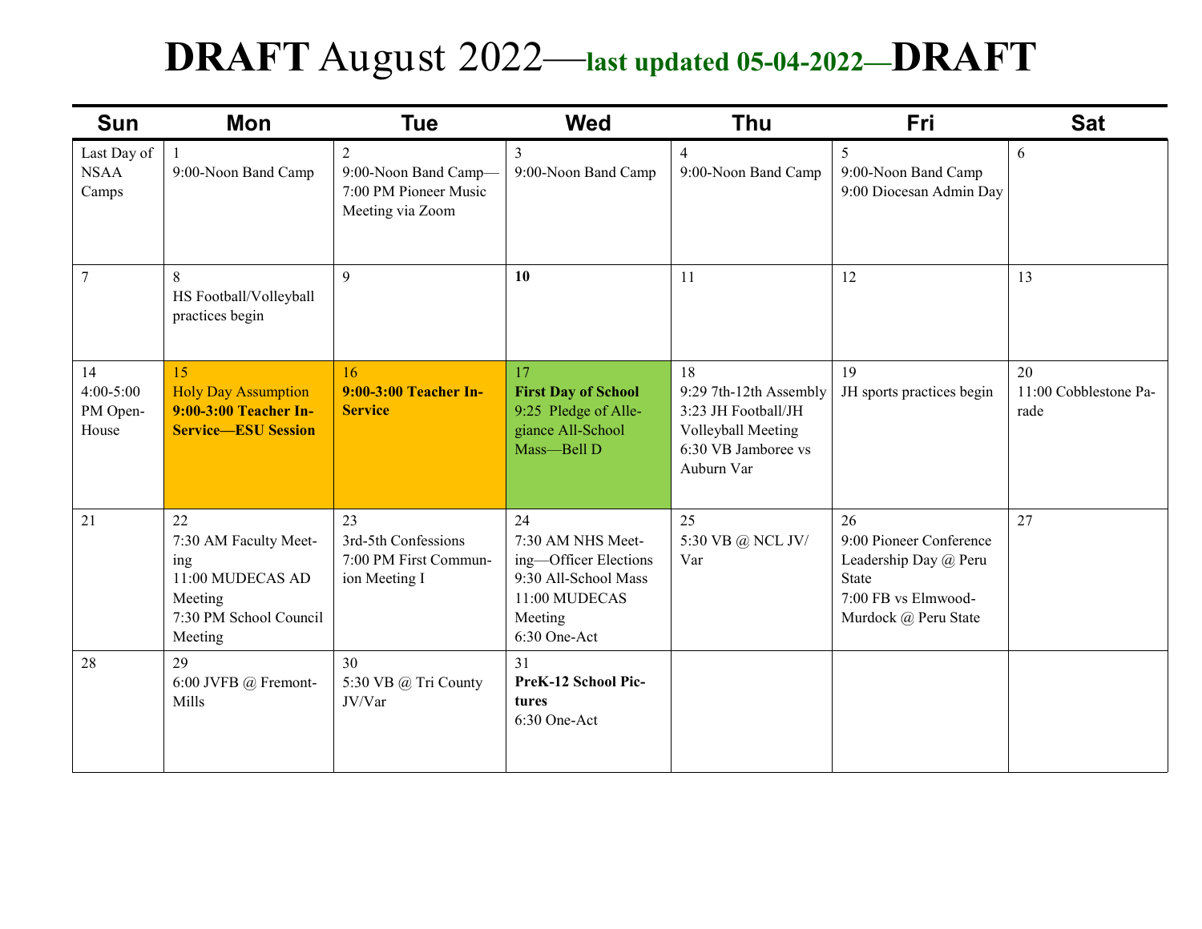# **DRAFT** August 2022—**last updated 05-04-2022—DRAFT**

| Sun | Mon | Tue | Wed | Thu | Fri | Sat |
|---|---|---|---|---|---|---|
| Last Day of NSAA Camps | 1<br>9:00-Noon Band Camp | 2<br>9:00-Noon Band Camp—7:00 PM Pioneer Music Meeting via Zoom | 3<br>9:00-Noon Band Camp | 4<br>9:00-Noon Band Camp | 5<br>9:00-Noon Band Camp<br>9:00 Diocesan Admin Day | 6 |
| 7 | 8<br>HS Football/Volleyball practices begin | 9 | **10** | 11 | 12 | 13 |
| 14<br>4:00-5:00 PM Open-House | 15<br>Holy Day Assumption<br>**9:00-3:00 Teacher In-Service—ESU Session** | 16<br>**9:00-3:00 Teacher In-Service** | 17<br>**First Day of School**<br>9:25 Pledge of Allegiance All-School Mass—Bell D | 18<br>9:29 7th-12th Assembly<br>3:23 JH Football/JH Volleyball Meeting<br>6:30 VB Jamboree vs Auburn Var | 19<br>JH sports practices begin | 20<br>11:00 Cobblestone Parade |
| 21 | 22<br>7:30 AM Faculty Meeting<br>11:00 MUDECAS AD Meeting<br>7:30 PM School Council Meeting | 23<br>3rd-5th Confessions<br>7:00 PM First Communion Meeting I | 24<br>7:30 AM NHS Meeting—Officer Elections<br>9:30 All-School Mass<br>11:00 MUDECAS Meeting<br>6:30 One-Act | 25<br>5:30 VB @ NCL JV/Var | 26<br>9:00 Pioneer Conference Leadership Day @ Peru State<br>7:00 FB vs Elmwood-Murdock @ Peru State | 27 |
| 28 | 29<br>6:00 JVFB @ Fremont-Mills | 30<br>5:30 VB @ Tri County JV/Var | 31<br>**PreK-12 School Pictures**<br>6:30 One-Act | | | |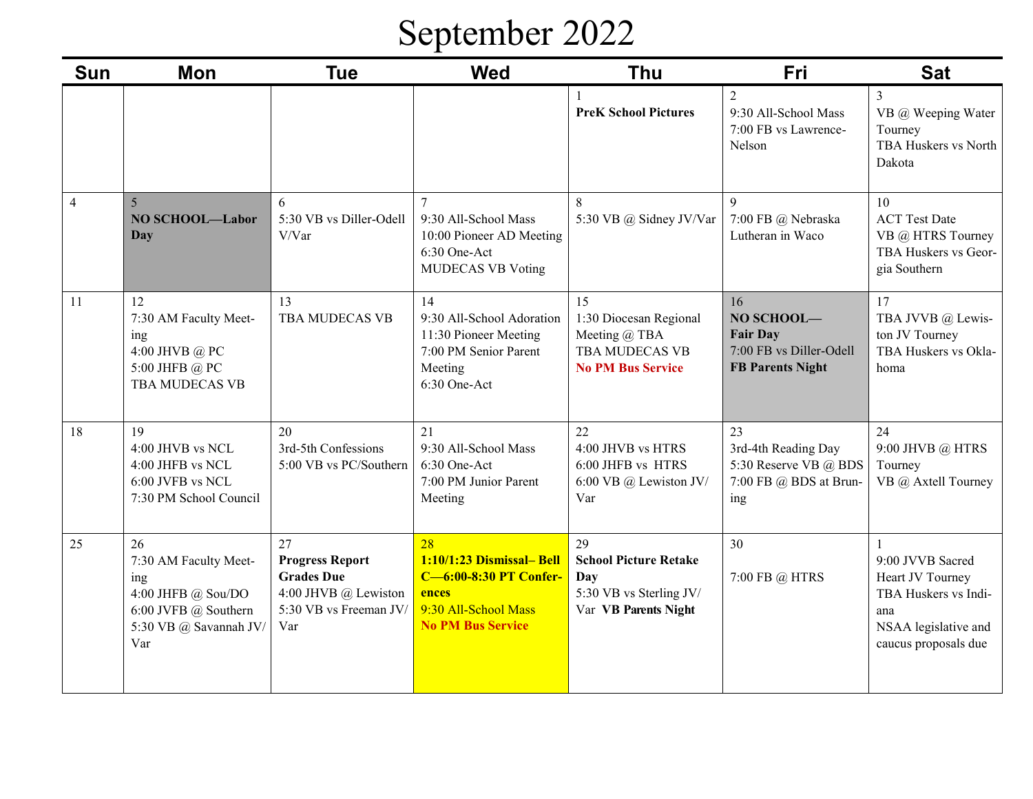# September 2022

| Sun | Mon | Tue | Wed | Thu | Fri | Sat |
|---|---|---|---|---|---|---|
| | | | | 1<br>**PreK School Pictures** | 2<br>9:30 All-School Mass<br>7:00 FB vs Lawrence-Nelson | 3<br>VB @ Weeping Water Tourney<br>TBA Huskers vs North Dakota |
| 4 | 5<br>**NO SCHOOL—Labor Day** | 6<br>5:30 VB vs Diller-Odell V/Var | 7<br>9:30 All-School Mass<br>10:00 Pioneer AD Meeting<br>6:30 One-Act<br>MUDECAS VB Voting | 8<br>5:30 VB @ Sidney JV/Var | 9<br>7:00 FB @ Nebraska Lutheran in Waco | 10<br>ACT Test Date<br>VB @ HTRS Tourney<br>TBA Huskers vs Georgia Southern |
| 11 | 12<br>7:30 AM Faculty Meeting<br>4:00 JHVB @ PC<br>5:00 JHFB @ PC<br>TBA MUDECAS VB | 13<br>TBA MUDECAS VB | 14<br>9:30 All-School Adoration<br>11:30 Pioneer Meeting<br>7:00 PM Senior Parent Meeting<br>6:30 One-Act | 15<br>1:30 Diocesan Regional Meeting @ TBA<br>TBA MUDECAS VB<br>No PM Bus Service | 16<br>**NO SCHOOL—Fair Day**<br>7:00 FB vs Diller-Odell<br>**FB Parents Night** | 17<br>TBA JVVB @ Lewiston JV Tourney<br>TBA Huskers vs Oklahoma |
| 18 | 19<br>4:00 JHVB vs NCL<br>4:00 JHFB vs NCL<br>6:00 JVFB vs NCL<br>7:30 PM School Council | 20<br>3rd-5th Confessions<br>5:00 VB vs PC/Southern | 21<br>9:30 All-School Mass<br>6:30 One-Act<br>7:00 PM Junior Parent Meeting | 22<br>4:00 JHVB vs HTRS<br>6:00 JHFB vs HTRS<br>6:00 VB @ Lewiston JV/Var | 23<br>3rd-4th Reading Day<br>5:30 Reserve VB @ BDS<br>7:00 FB @ BDS at Bruning | 24<br>9:00 JHVB @ HTRS Tourney<br>VB @ Axtell Tourney |
| 25 | 26<br>7:30 AM Faculty Meeting<br>4:00 JHFB @ Sou/DO<br>6:00 JVFB @ Southern<br>5:30 VB @ Savannah JV/Var | 27<br>**Progress Report Grades Due**<br>4:00 JHVB @ Lewiston<br>5:30 VB vs Freeman JV/Var | 28<br>**1:10/1:23 Dismissal– Bell C—6:00-8:30 PT Conferences**<br>9:30 All-School Mass<br>No PM Bus Service | 29<br>**School Picture Retake Day**<br>5:30 VB vs Sterling JV/Var **VB Parents Night** | 30<br>7:00 FB @ HTRS | 1<br>9:00 JVVB Sacred Heart JV Tourney<br>TBA Huskers vs Indiana<br>NSAA legislative and caucus proposals due |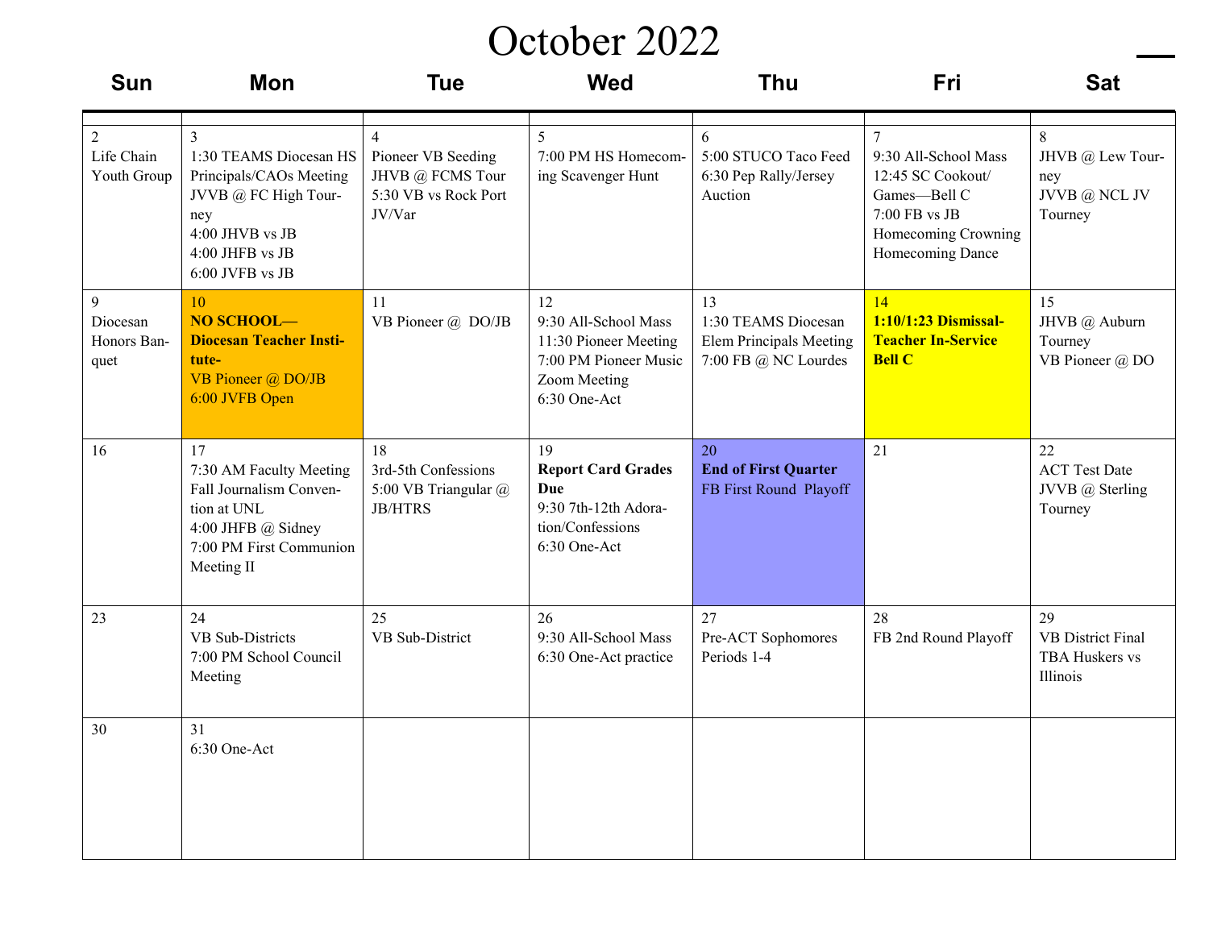# October 2022

| Sun | Mon | Tue | Wed | Thu | Fri | Sat |
|---|---|---|---|---|---|---|
| | | | | | | |
| 2<br>Life Chain<br>Youth Group | 3<br>1:30 TEAMS Diocesan HS Principals/CAOs Meeting<br>JVVB @ FC High Tourney<br>4:00 JHVB vs JB<br>4:00 JHFB vs JB<br>6:00 JVFB vs JB | 4<br>Pioneer VB Seeding<br>JHVB @ FCMS Tour<br>5:30 VB vs Rock Port JV/Var | 5<br>7:00 PM HS Homecoming Scavenger Hunt | 6<br>5:00 STUCO Taco Feed<br>6:30 Pep Rally/Jersey Auction | 7<br>9:30 All-School Mass<br>12:45 SC Cookout/ Games—Bell C<br>7:00 FB vs JB<br>Homecoming Crowning<br>Homecoming Dance | 8<br>JHVB @ Lew Tourney<br>JVVB @ NCL JV Tourney |
| 9<br>Diocesan Honors Banquet | 10<br>**NO SCHOOL—Diocesan Teacher Institute-**<br>VB Pioneer @ DO/JB<br>6:00 JVFB Open | 11<br>VB Pioneer @ DO/JB | 12<br>9:30 All-School Mass<br>11:30 Pioneer Meeting<br>7:00 PM Pioneer Music Zoom Meeting<br>6:30 One-Act | 13<br>1:30 TEAMS Diocesan Elem Principals Meeting<br>7:00 FB @ NC Lourdes | 14<br>**1:10/1:23 Dismissal-Teacher In-Service Bell C** | 15<br>JHVB @ Auburn Tourney<br>VB Pioneer @ DO |
| 16 | 17<br>7:30 AM Faculty Meeting<br>Fall Journalism Convention at UNL<br>4:00 JHFB @ Sidney<br>7:00 PM First Communion Meeting II | 18<br>3rd-5th Confessions<br>5:00 VB Triangular @ JB/HTRS | 19<br>**Report Card Grades Due**<br>9:30 7th-12th Adoration/Confessions<br>6:30 One-Act | 20<br>**End of First Quarter**<br>FB First Round Playoff | 21 | 22<br>ACT Test Date<br>JVVB @ Sterling Tourney |
| 23 | 24<br>VB Sub-Districts<br>7:00 PM School Council Meeting | 25<br>VB Sub-District | 26<br>9:30 All-School Mass<br>6:30 One-Act practice | 27<br>Pre-ACT Sophomores Periods 1-4 | 28<br>FB 2nd Round Playoff | 29<br>VB District Final<br>TBA Huskers vs Illinois |
| 30 | 31<br>6:30 One-Act | | | | | |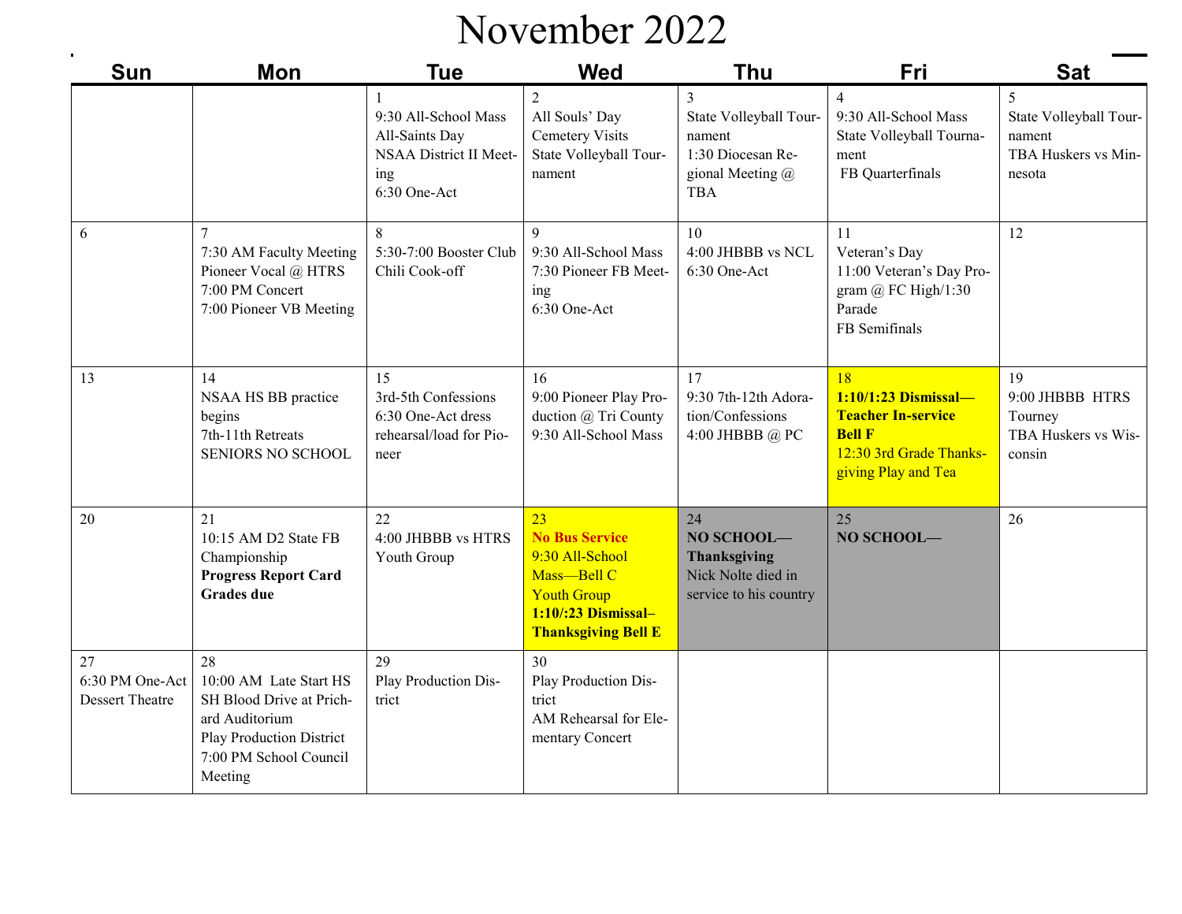# November 2022

| Sun | Mon | Tue | Wed | Thu | Fri | Sat |
|---|---|---|---|---|---|---|
| | | 1<br>9:30 All-School Mass<br>All-Saints Day<br>NSAA District II Meeting<br>6:30 One-Act | 2<br>All Souls' Day<br>Cemetery Visits<br>State Volleyball Tournament | 3<br>State Volleyball Tournament<br>1:30 Diocesan Regional Meeting @ TBA | 4<br>9:30 All-School Mass<br>State Volleyball Tournament<br>FB Quarterfinals | 5<br>State Volleyball Tournament<br>TBA Huskers vs Minnesota |
| 6 | 7<br>7:30 AM Faculty Meeting<br>Pioneer Vocal @ HTRS<br>7:00 PM Concert<br>7:00 Pioneer VB Meeting | 8<br>5:30-7:00 Booster Club Chili Cook-off | 9<br>9:30 All-School Mass<br>7:30 Pioneer FB Meeting<br>6:30 One-Act | 10<br>4:00 JHBBB vs NCL<br>6:30 One-Act | 11<br>Veteran's Day<br>11:00 Veteran's Day Program @ FC High/1:30 Parade<br>FB Semifinals | 12 |
| 13 | 14<br>NSAA HS BB practice begins<br>7th-11th Retreats<br>SENIORS NO SCHOOL | 15<br>3rd-5th Confessions<br>6:30 One-Act dress rehearsal/load for Pioneer | 16<br>9:00 Pioneer Play Production @ Tri County<br>9:30 All-School Mass | 17<br>9:30 7th-12th Adoration/Confessions<br>4:00 JHBBB @ PC | 18<br>**1:10/1:23 Dismissal—Teacher In-service Bell F**<br>12:30 3rd Grade Thanksgiving Play and Tea | 19<br>9:00 JHBBB HTRS Tourney<br>TBA Huskers vs Wisconsin |
| 20 | 21<br>10:15 AM D2 State FB Championship<br>**Progress Report Card Grades due** | 22<br>4:00 JHBBB vs HTRS<br>Youth Group | 23<br>**No Bus Service**<br>9:30 All-School Mass—Bell C<br>Youth Group<br>**1:10/:23 Dismissal–Thanksgiving Bell E** | 24<br>**NO SCHOOL—Thanksgiving**<br>Nick Nolte died in service to his country | 25<br>**NO SCHOOL—** | 26 |
| 27<br>6:30 PM One-Act Dessert Theatre | 28<br>10:00 AM Late Start HS<br>SH Blood Drive at Prichard Auditorium<br>Play Production District<br>7:00 PM School Council Meeting | 29<br>Play Production District | 30<br>Play Production District<br>AM Rehearsal for Elementary Concert | | | |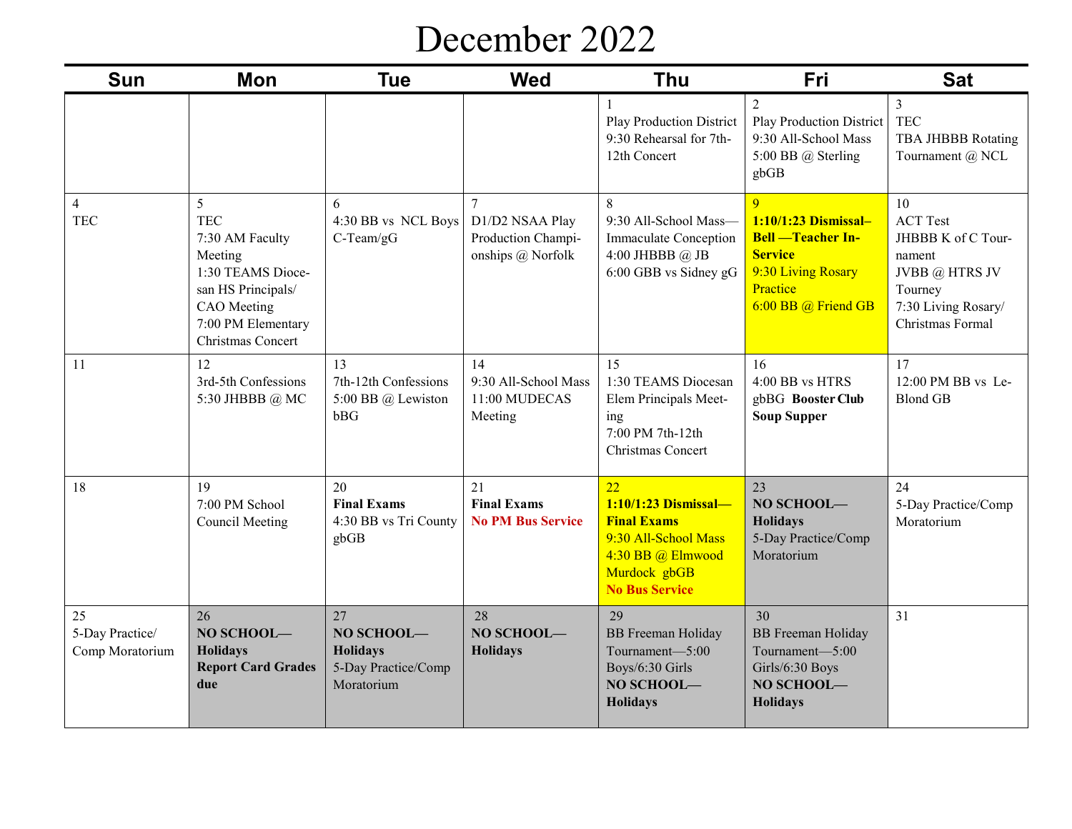# December 2022

| Sun | Mon | Tue | Wed | Thu | Fri | Sat |
|---|---|---|---|---|---|---|
| | | | | 1<br>Play Production District<br>9:30 Rehearsal for 7th-12th Concert | 2<br>Play Production District<br>9:30 All-School Mass<br>5:00 BB @ Sterling gbGB | 3<br>TEC<br>TBA JHBBB Rotating Tournament @ NCL |
| 4<br>TEC | 5<br>TEC<br>7:30 AM Faculty Meeting<br>1:30 TEAMS Diocesan HS Principals/ CAO Meeting<br>7:00 PM Elementary Christmas Concert | 6<br>4:30 BB vs NCL Boys C-Team/gG | 7<br>D1/D2 NSAA Play Production Championships @ Norfolk | 8<br>9:30 All-School Mass—Immaculate Conception<br>4:00 JHBBB @ JB<br>6:00 GBB vs Sidney gG | 9<br>**1:10/1:23 Dismissal–Bell —Teacher In-Service**<br>9:30 Living Rosary Practice<br>6:00 BB @ Friend GB | 10<br>ACT Test<br>JHBBB K of C Tournament<br>JVBB @ HTRS JV Tourney<br>7:30 Living Rosary/ Christmas Formal |
| 11 | 12<br>3rd-5th Confessions<br>5:30 JHBBB @ MC | 13<br>7th-12th Confessions<br>5:00 BB @ Lewiston bBG | 14<br>9:30 All-School Mass<br>11:00 MUDECAS Meeting | 15<br>1:30 TEAMS Diocesan Elem Principals Meeting<br>7:00 PM 7th-12th Christmas Concert | 16<br>4:00 BB vs HTRS gbBG **Booster Club Soup Supper** | 17<br>12:00 PM BB vs LeBlond GB |
| 18 | 19<br>7:00 PM School Council Meeting | 20<br>**Final Exams**<br>4:30 BB vs Tri County gbGB | 21<br>**Final Exams**<br>**No PM Bus Service** | 22<br>**1:10/1:23 Dismissal—Final Exams**<br>9:30 All-School Mass<br>4:30 BB @ Elmwood Murdock gbGB<br>**No Bus Service** | 23<br>**NO SCHOOL—Holidays**<br>5-Day Practice/Comp Moratorium | 24<br>5-Day Practice/Comp Moratorium |
| 25<br>5-Day Practice/ Comp Moratorium | 26<br>**NO SCHOOL—Holidays**<br>**Report Card Grades due** | 27<br>**NO SCHOOL—Holidays**<br>5-Day Practice/Comp Moratorium | 28<br>**NO SCHOOL—Holidays** | 29<br>BB Freeman Holiday Tournament—5:00 Boys/6:30 Girls<br>**NO SCHOOL—Holidays** | 30<br>BB Freeman Holiday Tournament—5:00 Girls/6:30 Boys<br>**NO SCHOOL—Holidays** | 31 |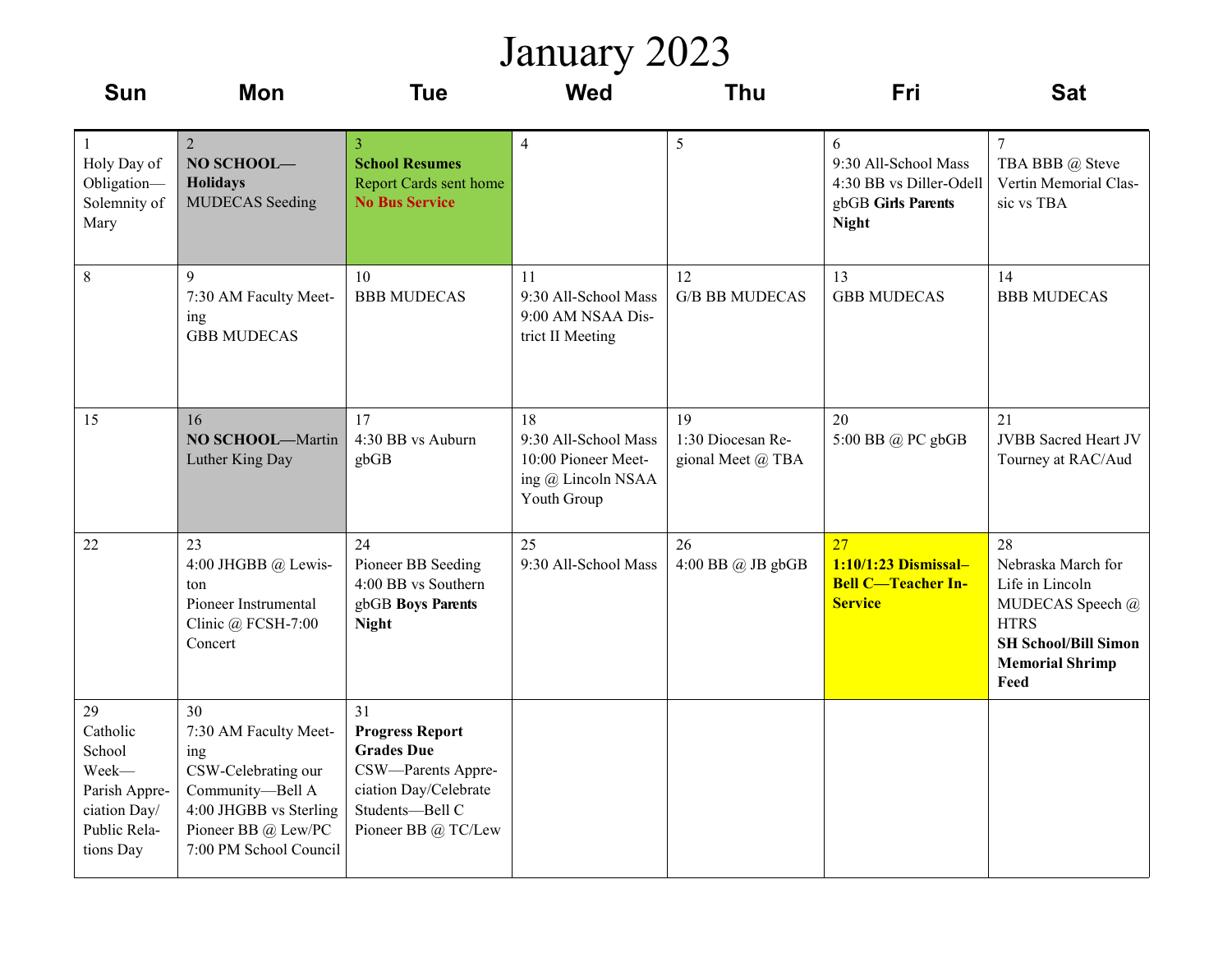# January 2023

| Sun | Mon | Tue | Wed | Thu | Fri | Sat |
|---|---|---|---|---|---|---|
| 1<br>Holy Day of Obligation—Solemnity of Mary | 2<br>**NO SCHOOL—Holidays**<br>MUDECAS Seeding | 3<br>**School Resumes**<br>Report Cards sent home<br>**No Bus Service** | 4 | 5 | 6<br>9:30 All-School Mass<br>4:30 BB vs Diller-Odell gbGB **Girls Parents Night** | 7<br>TBA BBB @ Steve Vertin Memorial Classic vs TBA |
| 8 | 9<br>7:30 AM Faculty Meeting<br>GBB MUDECAS | 10<br>BBB MUDECAS | 11<br>9:30 All-School Mass<br>9:00 AM NSAA District II Meeting | 12<br>G/B BB MUDECAS | 13<br>GBB MUDECAS | 14<br>BBB MUDECAS |
| 15 | 16<br>**NO SCHOOL**—Martin Luther King Day | 17<br>4:30 BB vs Auburn gbGB | 18<br>9:30 All-School Mass<br>10:00 Pioneer Meeting @ Lincoln NSAA Youth Group | 19<br>1:30 Diocesan Regional Meet @ TBA | 20<br>5:00 BB @ PC gbGB | 21<br>JVBB Sacred Heart JV Tourney at RAC/Aud |
| 22 | 23<br>4:00 JHGBB @ Lewiston<br>Pioneer Instrumental Clinic @ FCSH-7:00 Concert | 24<br>Pioneer BB Seeding<br>4:00 BB vs Southern gbGB **Boys Parents Night** | 25<br>9:30 All-School Mass | 26<br>4:00 BB @ JB gbGB | 27<br>**1:10/1:23 Dismissal–Bell C—Teacher In-Service** | 28<br>Nebraska March for Life in Lincoln<br>MUDECAS Speech @ HTRS<br>**SH School/Bill Simon Memorial Shrimp Feed** |
| 29<br>Catholic School Week—Parish Appreciation Day/ Public Relations Day | 30<br>7:30 AM Faculty Meeting<br>CSW-Celebrating our Community—Bell A<br>4:00 JHGBB vs Sterling<br>Pioneer BB @ Lew/PC<br>7:00 PM School Council | 31<br>**Progress Report Grades Due**<br>CSW—Parents Appreciation Day/Celebrate Students—Bell C<br>Pioneer BB @ TC/Lew | | | | |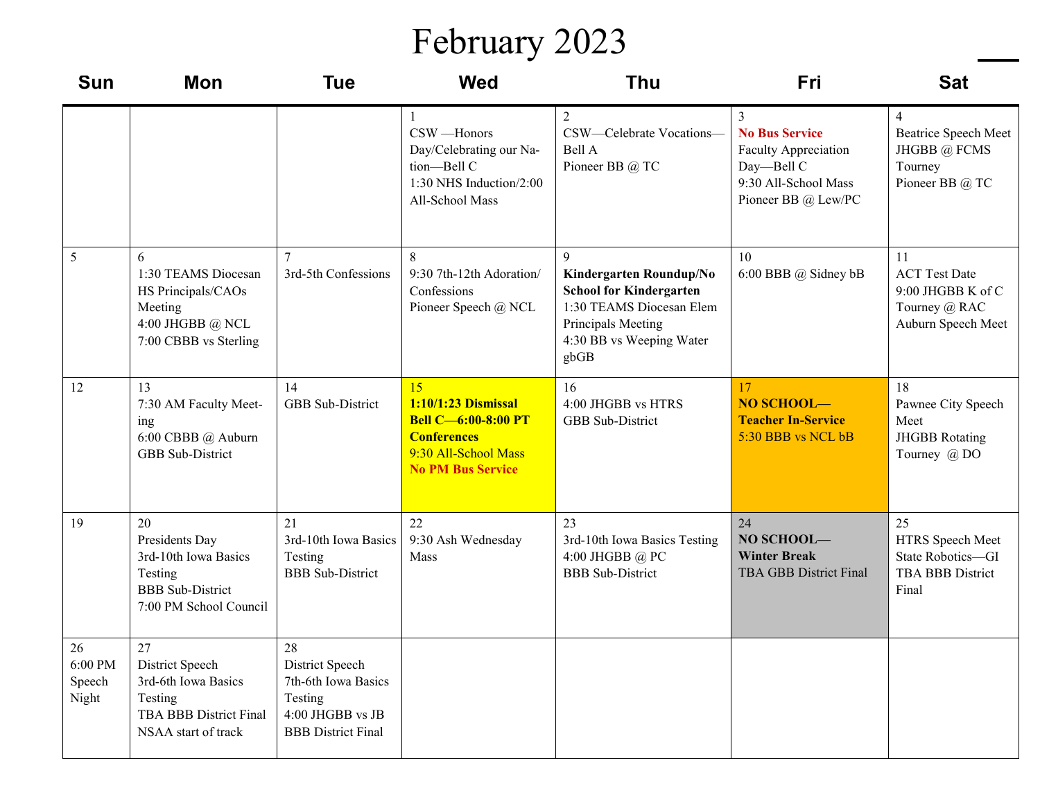# February 2023

| Sun | Mon | Tue | Wed | Thu | Fri | Sat |
|---|---|---|---|---|---|---|
| | | | 1<br>CSW —Honors Day/Celebrating our Nation—Bell C<br>1:30 NHS Induction/2:00 All-School Mass | 2<br>CSW—Celebrate Vocations—Bell A<br>Pioneer BB @ TC | 3<br>No Bus Service<br>Faculty Appreciation Day—Bell C<br>9:30 All-School Mass<br>Pioneer BB @ Lew/PC | 4<br>Beatrice Speech Meet<br>JHGBB @ FCMS Tourney<br>Pioneer BB @ TC |
| 5 | 6<br>1:30 TEAMS Diocesan HS Principals/CAOs Meeting<br>4:00 JHGBB @ NCL<br>7:00 CBBB vs Sterling | 7<br>3rd-5th Confessions | 8<br>9:30 7th-12th Adoration/ Confessions<br>Pioneer Speech @ NCL | 9<br>**Kindergarten Roundup/No School for Kindergarten**<br>1:30 TEAMS Diocesan Elem Principals Meeting<br>4:30 BB vs Weeping Water gbGB | 10<br>6:00 BBB @ Sidney bB | 11<br>ACT Test Date<br>9:00 JHGBB K of C Tourney @ RAC<br>Auburn Speech Meet |
| 12 | 13<br>7:30 AM Faculty Meeting<br>6:00 CBBB @ Auburn<br>GBB Sub-District | 14<br>GBB Sub-District | 15<br>**1:10/1:23 Dismissal Bell C—6:00-8:00 PT Conferences**<br>9:30 All-School Mass<br>**No PM Bus Service** | 16<br>4:00 JHGBB vs HTRS<br>GBB Sub-District | 17<br>**NO SCHOOL—Teacher In-Service**<br>5:30 BBB vs NCL bB | 18<br>Pawnee City Speech Meet<br>JHGBB Rotating Tourney @ DO |
| 19 | 20<br>Presidents Day<br>3rd-10th Iowa Basics Testing<br>BBB Sub-District<br>7:00 PM School Council | 21<br>3rd-10th Iowa Basics Testing<br>BBB Sub-District | 22<br>9:30 Ash Wednesday Mass | 23<br>3rd-10th Iowa Basics Testing<br>4:00 JHGBB @ PC<br>BBB Sub-District | 24<br>**NO SCHOOL—Winter Break**<br>TBA GBB District Final | 25<br>HTRS Speech Meet<br>State Robotics—GI<br>TBA BBB District Final |
| 26<br>6:00 PM Speech Night | 27<br>District Speech<br>3rd-6th Iowa Basics Testing<br>TBA BBB District Final<br>NSAA start of track | 28<br>District Speech<br>7th-6th Iowa Basics Testing<br>4:00 JHGBB vs JB<br>BBB District Final | | | | |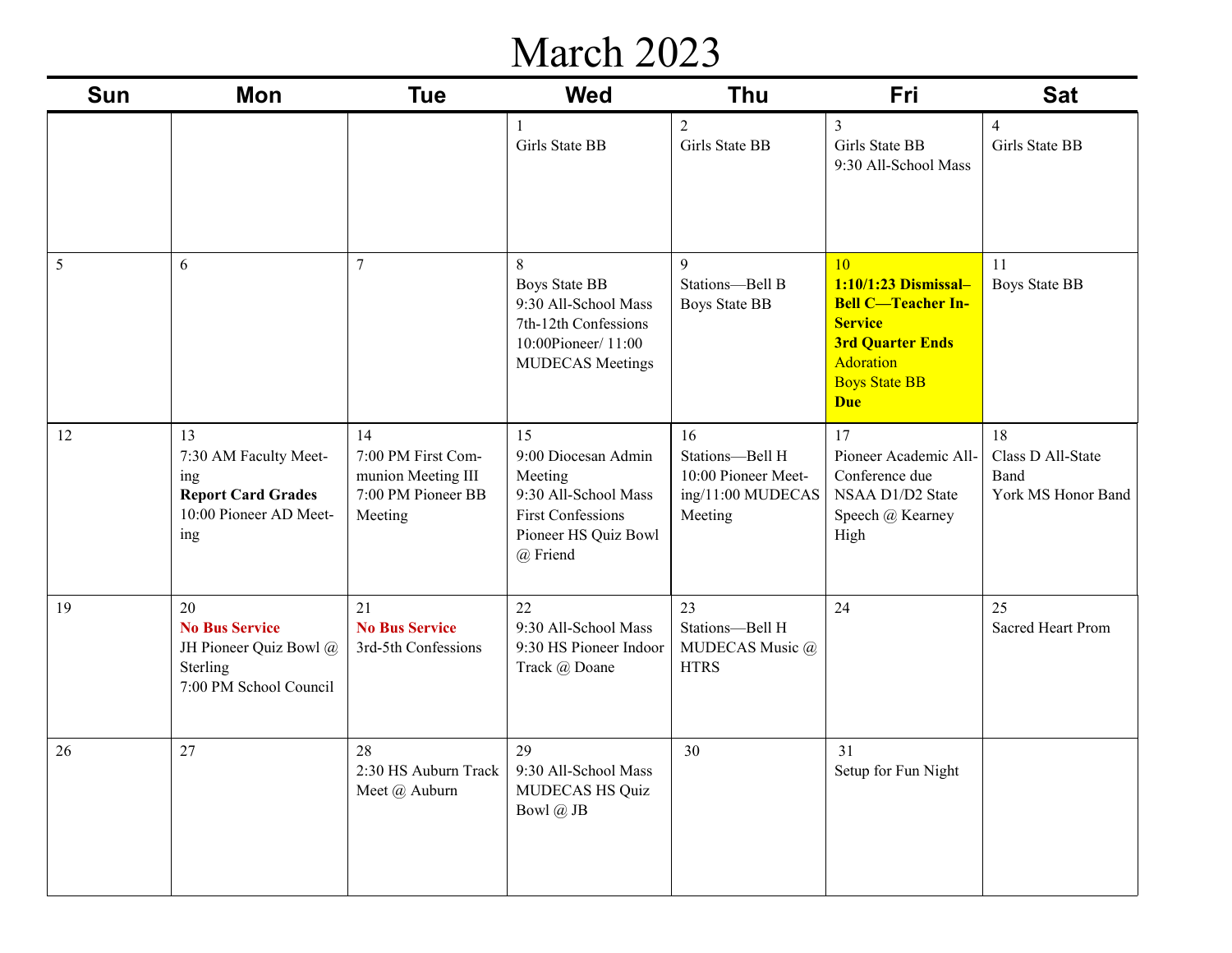# March 2023

| Sun | Mon | Tue | Wed | Thu | Fri | Sat |
|---|---|---|---|---|---|---|
| | | | 1<br>Girls State BB | 2<br>Girls State BB | 3<br>Girls State BB<br>9:30 All-School Mass | 4<br>Girls State BB |
| 5 | 6 | 7 | 8<br>Boys State BB<br>9:30 All-School Mass<br>7th-12th Confessions<br>10:00Pioneer/ 11:00 MUDECAS Meetings | 9<br>Stations—Bell B<br>Boys State BB | 10<br>**1:10/1:23 Dismissal–Bell C—Teacher In-Service**<br>**3rd Quarter Ends**<br>Adoration<br>Boys State BB<br>**Due** | 11<br>Boys State BB |
| 12 | 13<br>7:30 AM Faculty Meeting<br>**Report Card Grades**<br>10:00 Pioneer AD Meeting | 14<br>7:00 PM First Communion Meeting III<br>7:00 PM Pioneer BB Meeting | 15<br>9:00 Diocesan Admin Meeting<br>9:30 All-School Mass<br>First Confessions<br>Pioneer HS Quiz Bowl @ Friend | 16<br>Stations—Bell H<br>10:00 Pioneer Meeting/11:00 MUDECAS Meeting | 17<br>Pioneer Academic All-Conference due<br>NSAA D1/D2 State Speech @ Kearney High | 18<br>Class D All-State Band<br>York MS Honor Band |
| 19 | 20<br>**No Bus Service**<br>JH Pioneer Quiz Bowl @ Sterling<br>7:00 PM School Council | 21<br>**No Bus Service**<br>3rd-5th Confessions | 22<br>9:30 All-School Mass<br>9:30 HS Pioneer Indoor Track @ Doane | 23<br>Stations—Bell H<br>MUDECAS Music @ HTRS | 24 | 25<br>Sacred Heart Prom |
| 26 | 27 | 28<br>2:30 HS Auburn Track Meet @ Auburn | 29<br>9:30 All-School Mass<br>MUDECAS HS Quiz Bowl @ JB | 30 | 31<br>Setup for Fun Night | |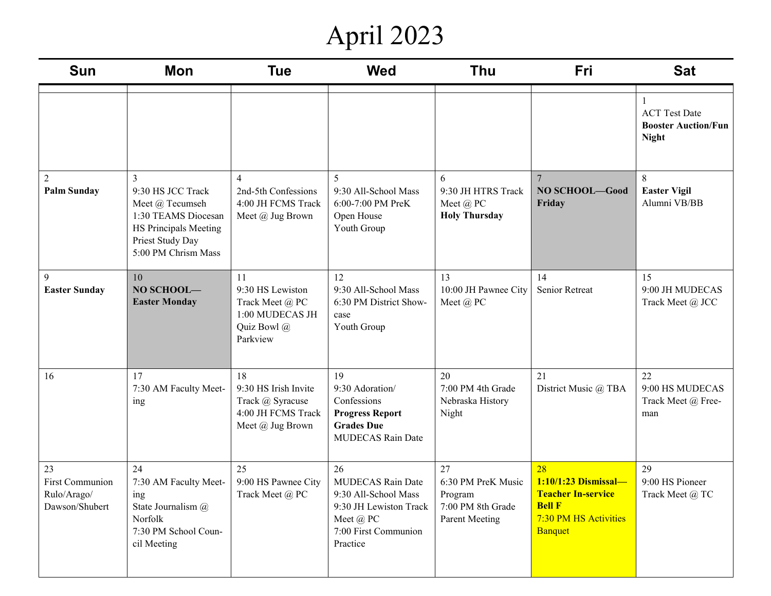# April 2023

| Sun | Mon | Tue | Wed | Thu | Fri | Sat |
|---|---|---|---|---|---|---|
| | | | | | | 1<br>ACT Test Date<br>**Booster Auction/Fun Night** |
| 2<br>**Palm Sunday** | 3<br>9:30 HS JCC Track Meet @ Tecumseh<br>1:30 TEAMS Diocesan HS Principals Meeting<br>Priest Study Day<br>5:00 PM Chrism Mass | 4<br>2nd-5th Confessions<br>4:00 JH FCMS Track Meet @ Jug Brown | 5<br>9:30 All-School Mass<br>6:00-7:00 PM PreK Open House<br>Youth Group | 6<br>9:30 JH HTRS Track Meet @ PC<br>**Holy Thursday** | 7<br>**NO SCHOOL—Good Friday** | 8<br>**Easter Vigil**<br>Alumni VB/BB |
| 9<br>**Easter Sunday** | 10<br>**NO SCHOOL—Easter Monday** | 11<br>9:30 HS Lewiston Track Meet @ PC<br>1:00 MUDECAS JH Quiz Bowl @ Parkview | 12<br>9:30 All-School Mass<br>6:30 PM District Showcase<br>Youth Group | 13<br>10:00 JH Pawnee City Meet @ PC | 14<br>Senior Retreat | 15<br>9:00 JH MUDECAS Track Meet @ JCC |
| 16 | 17<br>7:30 AM Faculty Meeting | 18<br>9:30 HS Irish Invite Track @ Syracuse<br>4:00 JH FCMS Track Meet @ Jug Brown | 19<br>9:30 Adoration/ Confessions<br>**Progress Report Grades Due**<br>MUDECAS Rain Date | 20<br>7:00 PM 4th Grade Nebraska History Night | 21<br>District Music @ TBA | 22<br>9:00 HS MUDECAS Track Meet @ Freeman |
| 23<br>First Communion Rulo/Arago/ Dawson/Shubert | 24<br>7:30 AM Faculty Meeting<br>State Journalism @ Norfolk<br>7:30 PM School Council Meeting | 25<br>9:00 HS Pawnee City Track Meet @ PC | 26<br>MUDECAS Rain Date<br>9:30 All-School Mass<br>9:30 JH Lewiston Track Meet @ PC<br>7:00 First Communion Practice | 27<br>6:30 PM PreK Music Program<br>7:00 PM 8th Grade Parent Meeting | 28<br>**1:10/1:23 Dismissal—Teacher In-service Bell F**<br>7:30 PM HS Activities Banquet | 29<br>9:00 HS Pioneer Track Meet @ TC |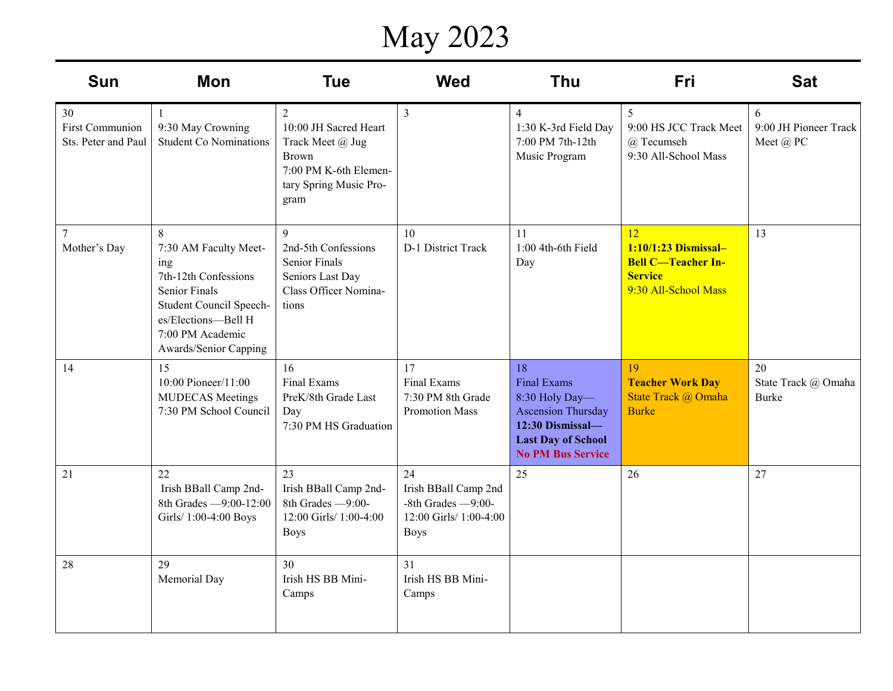# May 2023

| Sun | Mon | Tue | Wed | Thu | Fri | Sat |
|---|---|---|---|---|---|---|
| 30<br>First Communion Sts. Peter and Paul | 1<br>9:30 May Crowning<br>Student Co Nominations | 2<br>10:00 JH Sacred Heart Track Meet @ Jug Brown<br>7:00 PM K-6th Elementary Spring Music Program | 3 | 4<br>1:30 K-3rd Field Day<br>7:00 PM 7th-12th Music Program | 5<br>9:00 HS JCC Track Meet @ Tecumseh<br>9:30 All-School Mass | 6<br>9:00 JH Pioneer Track Meet @ PC |
| 7<br>Mother's Day | 8<br>7:30 AM Faculty Meeting<br>7th-12th Confessions<br>Senior Finals<br>Student Council Speeches/Elections—Bell H<br>7:00 PM Academic Awards/Senior Capping | 9<br>2nd-5th Confessions<br>Senior Finals<br>Seniors Last Day<br>Class Officer Nominations | 10<br>D-1 District Track | 11<br>1:00 4th-6th Field Day | 12<br>**1:10/1:23 Dismissal–Bell C—Teacher In-Service**<br>9:30 All-School Mass | 13 |
| 14 | 15<br>10:00 Pioneer/11:00 MUDECAS Meetings<br>7:30 PM School Council | 16<br>Final Exams<br>PreK/8th Grade Last Day<br>7:30 PM HS Graduation | 17<br>Final Exams<br>7:30 PM 8th Grade Promotion Mass | 18<br>Final Exams<br>8:30 Holy Day—Ascension Thursday<br>**12:30 Dismissal—Last Day of School**<br>**No PM Bus Service** | 19<br>**Teacher Work Day**<br>State Track @ Omaha Burke | 20<br>State Track @ Omaha Burke |
| 21 | 22<br>Irish BBall Camp 2nd-8th Grades —9:00-12:00 Girls/ 1:00-4:00 Boys | 23<br>Irish BBall Camp 2nd-8th Grades —9:00-12:00 Girls/ 1:00-4:00 Boys | 24<br>Irish BBall Camp 2nd -8th Grades —9:00-12:00 Girls/ 1:00-4:00 Boys | 25 | 26 | 27 |
| 28 | 29<br>Memorial Day | 30<br>Irish HS BB Mini-Camps | 31<br>Irish HS BB Mini-Camps | | | |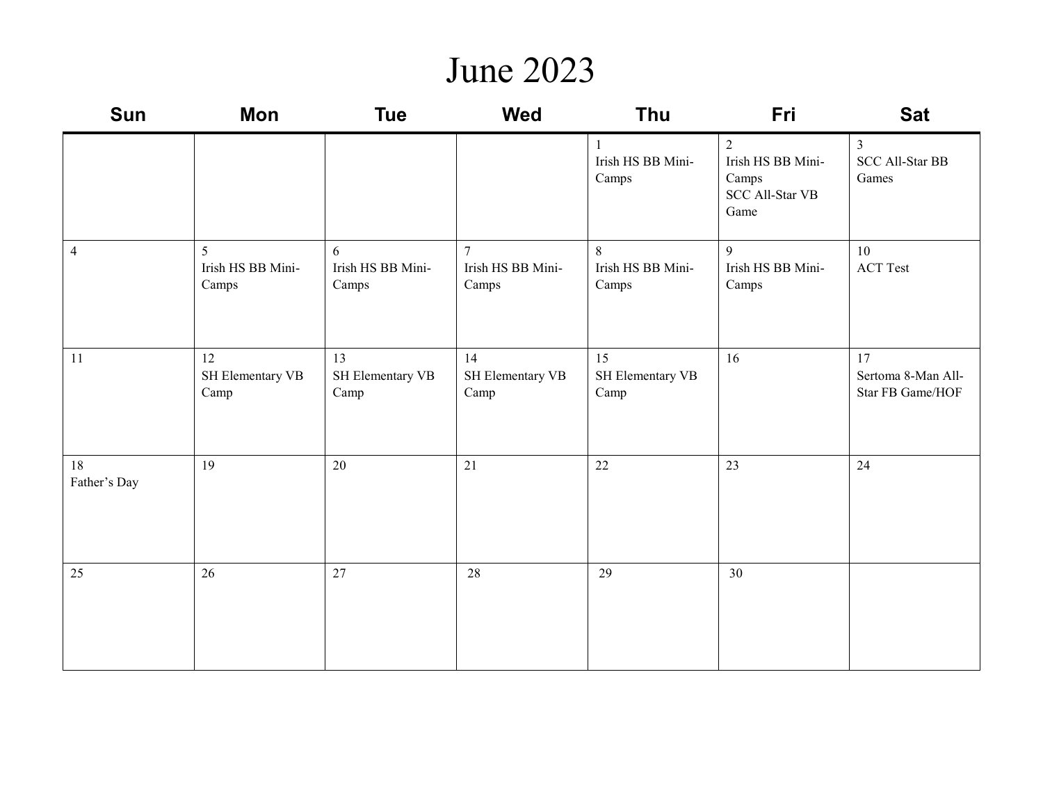# June 2023

| Sun | Mon | Tue | Wed | Thu | Fri | Sat |
|---|---|---|---|---|---|---|
| | | | | 1<br>Irish HS BB Mini-Camps | 2<br>Irish HS BB Mini-Camps<br>SCC All-Star VB Game | 3<br>SCC All-Star BB Games |
| 4 | 5<br>Irish HS BB Mini-Camps | 6<br>Irish HS BB Mini-Camps | 7<br>Irish HS BB Mini-Camps | 8<br>Irish HS BB Mini-Camps | 9<br>Irish HS BB Mini-Camps | 10<br>ACT Test |
| 11 | 12<br>SH Elementary VB Camp | 13<br>SH Elementary VB Camp | 14<br>SH Elementary VB Camp | 15<br>SH Elementary VB Camp | 16 | 17<br>Sertoma 8-Man All-Star FB Game/HOF |
| 18<br>Father's Day | 19 | 20 | 21 | 22 | 23 | 24 |
| 25 | 26 | 27 | 28 | 29 | 30 | |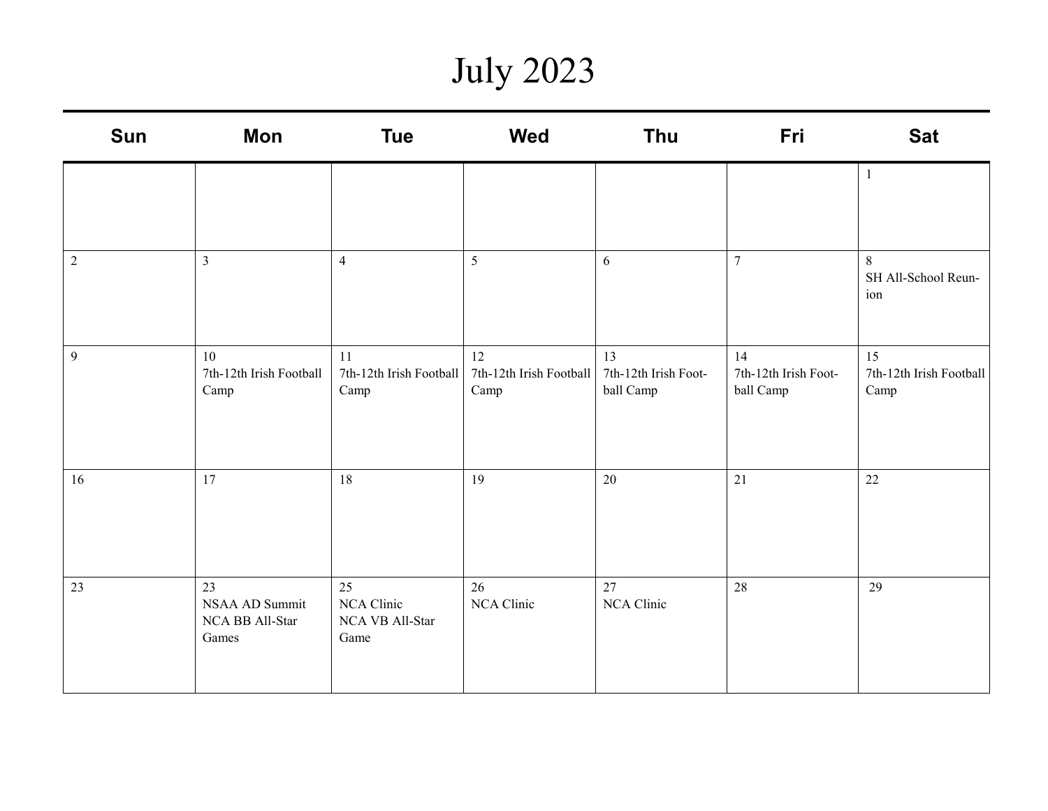# July 2023

| Sun | Mon | Tue | Wed | Thu | Fri | Sat |
|---|---|---|---|---|---|---|
| | | | | | | 1 |
| 2 | 3 | 4 | 5 | 6 | 7 | 8<br>SH All-School Reunion |
| 9 | 10<br>7th-12th Irish Football Camp | 11<br>7th-12th Irish Football Camp | 12<br>7th-12th Irish Football Camp | 13<br>7th-12th Irish Football Camp | 14<br>7th-12th Irish Football Camp | 15<br>7th-12th Irish Football Camp |
| 16 | 17 | 18 | 19 | 20 | 21 | 22 |
| 23 | 23<br>NSAA AD Summit<br>NCA BB All-Star Games | 25<br>NCA Clinic<br>NCA VB All-Star Game | 26<br>NCA Clinic | 27<br>NCA Clinic | 28 | 29 |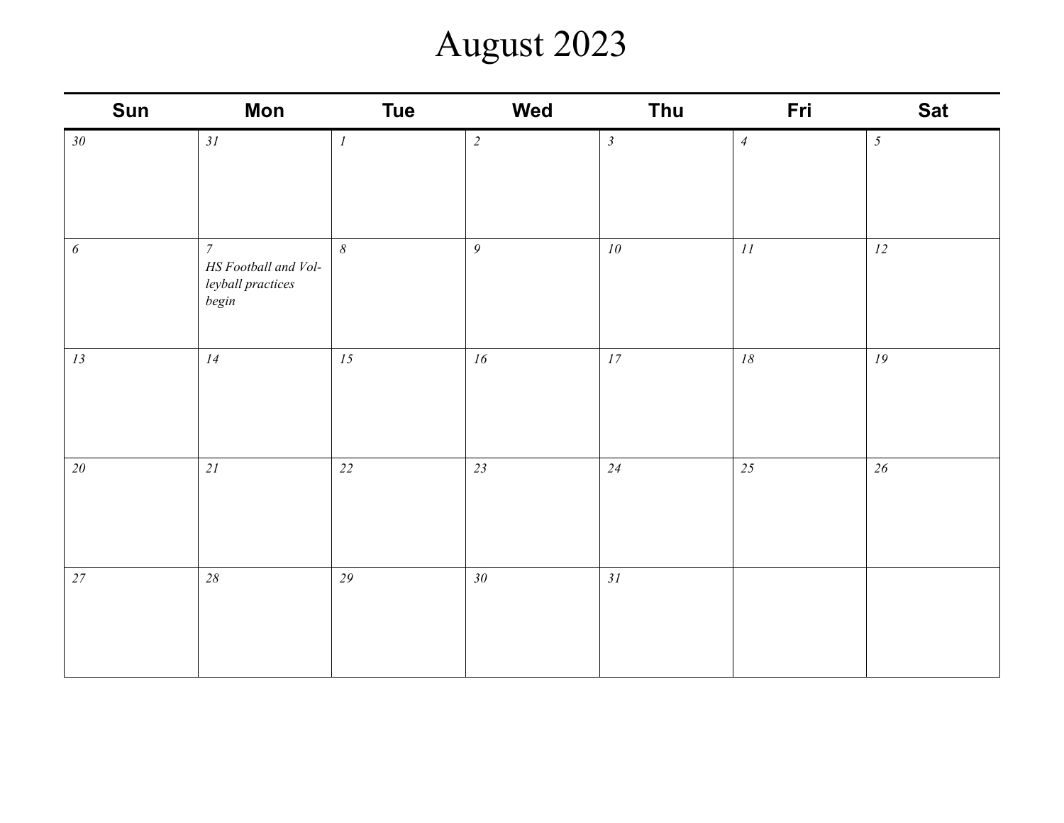# August 2023

| Sun | Mon | Tue | Wed | Thu | Fri | Sat |
|---|---|---|---|---|---|---|
| *30* | *31* | *1* | *2* | *3* | *4* | *5* |
| *6* | *7* *HS Football and Volleyball practices begin* | *8* | *9* | *10* | *11* | *12* |
| *13* | *14* | *15* | *16* | *17* | *18* | *19* |
| *20* | *21* | *22* | *23* | *24* | *25* | *26* |
| *27* | *28* | *29* | *30* | *31* | | |